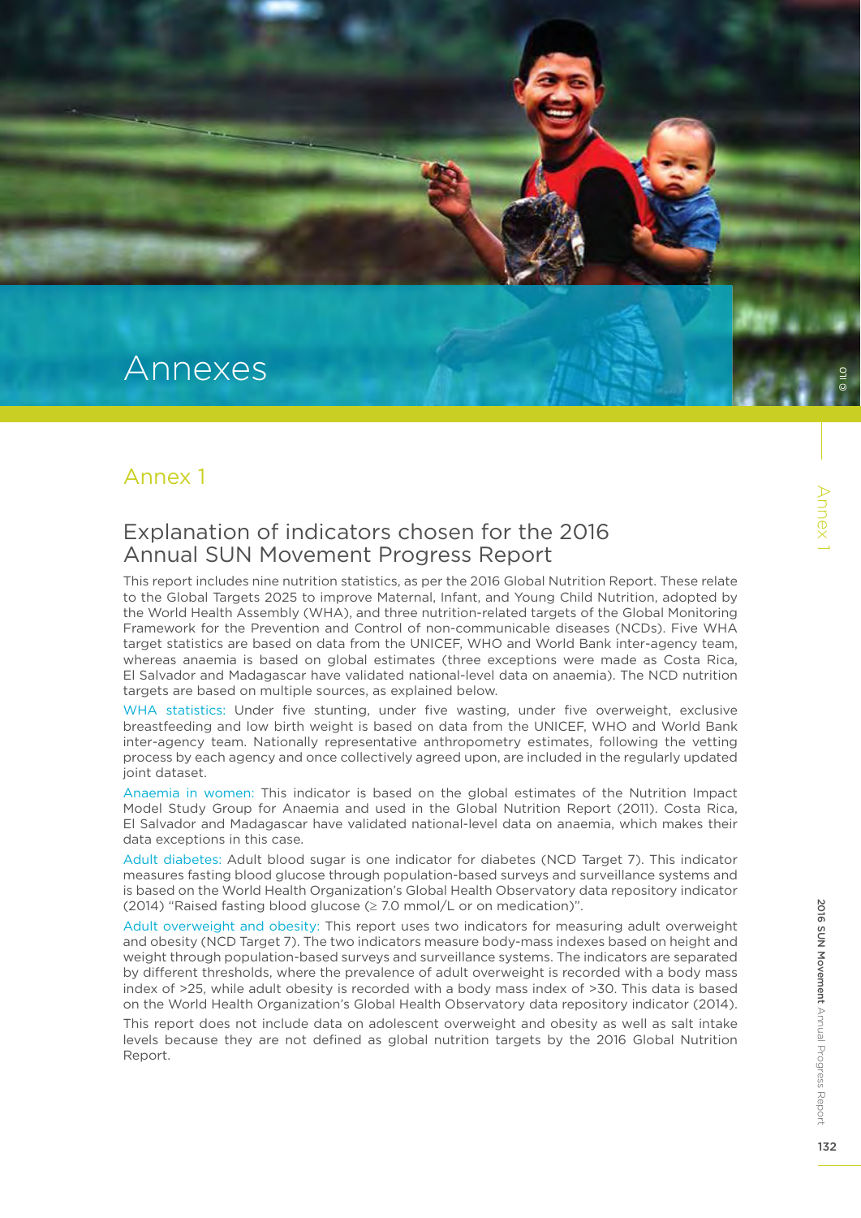# Annexes

## Annex 1

### Explanation of indicators chosen for the 2016 Annual SUN Movement Progress Report

This report includes nine nutrition statistics, as per the 2016 Global Nutrition Report. These relate to the Global Targets 2025 to improve Maternal, Infant, and Young Child Nutrition, adopted by the World Health Assembly (WHA), and three nutrition-related targets of the Global Monitoring Framework for the Prevention and Control of non-communicable diseases (NCDs). Five WHA target statistics are based on data from the UNICEF, WHO and World Bank inter-agency team, whereas anaemia is based on global estimates (three exceptions were made as Costa Rica, El Salvador and Madagascar have validated national-level data on anaemia). The NCD nutrition targets are based on multiple sources, as explained below.

WHA statistics: Under five stunting, under five wasting, under five overweight, exclusive breastfeeding and low birth weight is based on data from the UNICEF, WHO and World Bank inter-agency team. Nationally representative anthropometry estimates, following the vetting process by each agency and once collectively agreed upon, are included in the regularly updated joint dataset.

Anaemia in women: This indicator is based on the global estimates of the Nutrition Impact Model Study Group for Anaemia and used in the Global Nutrition Report (2011). Costa Rica, El Salvador and Madagascar have validated national-level data on anaemia, which makes their data exceptions in this case.

Adult diabetes: Adult blood sugar is one indicator for diabetes (NCD Target 7). This indicator measures fasting blood glucose through population-based surveys and surveillance systems and is based on the World Health Organization's Global Health Observatory data repository indicator (2014) "Raised fasting blood glucose (≥ 7.0 mmol/L or on medication)".

Adult overweight and obesity: This report uses two indicators for measuring adult overweight and obesity (NCD Target 7). The two indicators measure body-mass indexes based on height and weight through population-based surveys and surveillance systems. The indicators are separated by different thresholds, where the prevalence of adult overweight is recorded with a body mass index of >25, while adult obesity is recorded with a body mass index of >30. This data is based on the World Health Organization's Global Health Observatory data repository indicator (2014).

This report does not include data on adolescent overweight and obesity as well as salt intake levels because they are not defined as global nutrition targets by the 2016 Global Nutrition Report.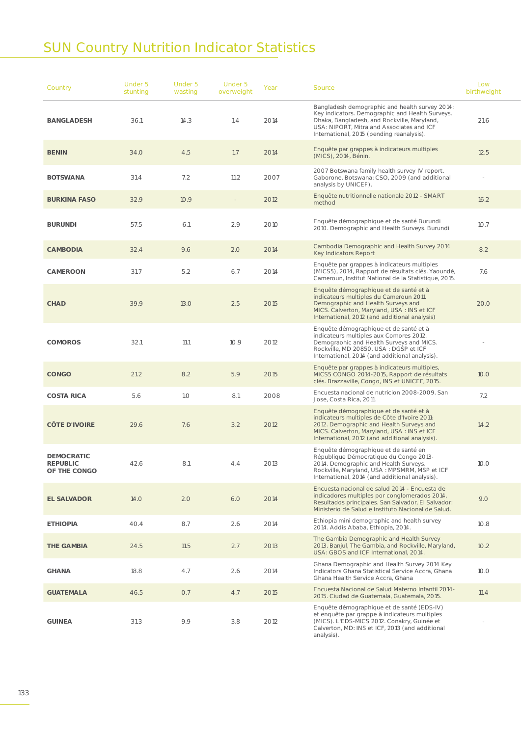# SUN Country Nutrition Indicator Statistics

| Country | Under 5 stunting | Under 5 wasting | Under 5 overweight | Year | Source | Low birthweight |
|---|---|---|---|---|---|---|
| **BANGLADESH** | 36.1 | 14.3 | 1.4 | 2014 | Bangladesh demographic and health survey 2014: Key indicators. Demographic and Health Surveys. Dhaka, Bangladesh, and Rockville, Maryland, USA: NIPORT, Mitra and Associates and ICF International, 2015 (pending reanalysis). | 21.6 |
| **BENIN** | 34.0 | 4.5 | 1.7 | 2014 | Enquête par grappes à indicateurs multiples (MICS), 2014, Bénin. | 12.5 |
| **BOTSWANA** | 31.4 | 7.2 | 11.2 | 2007 | 2007 Botswana family health survey IV report. Gaborone, Botswana: CSO, 2009 (and additional analysis by UNICEF). | - |
| **BURKINA FASO** | 32.9 | 10.9 | - | 2012 | Enquête nutritionnelle nationale 2012 - SMART method | 16.2 |
| **BURUNDI** | 57.5 | 6.1 | 2.9 | 2010 | Enquête démographique et de santé Burundi 2010. Demographic and Health Surveys. Burundi | 10.7 |
| **CAMBODIA** | 32.4 | 9.6 | 2.0 | 2014 | Cambodia Demographic and Health Survey 2014 Key Indicators Report | 8.2 |
| **CAMEROON** | 31.7 | 5.2 | 6.7 | 2014 | Enquête par grappes à indicateurs multiples (MICS5), 2014, Rapport de résultats clés. Yaoundé, Cameroun, Institut National de la Statistique, 2015. | 7.6 |
| **CHAD** | 39.9 | 13.0 | 2.5 | 2015 | Enquête démographique et de santé et à indicateurs multiples du Cameroun 2011. Demographic and Health Surveys and MICS. Calverton, Maryland, USA : INS et ICF International, 2012 (and additional analysis) | 20.0 |
| **COMOROS** | 32.1 | 11.1 | 10.9 | 2012 | Enquête démographique et de santé et à indicateurs multiples aux Comores 2012. Demograohic and Health Surveys and MICS. Rockville, MD 20850, USA : DGSP et ICF International, 2014 (and additional analysis). | - |
| **CONGO** | 21.2 | 8.2 | 5.9 | 2015 | Enquête par grappes à indicateurs multiples, MICS5 CONGO 2014-2015, Rapport de résultats clés. Brazzaville, Congo, INS et UNICEF, 2015. | 10.0 |
| **COSTA RICA** | 5.6 | 1.0 | 8.1 | 2008 | Encuesta nacional de nutricion 2008-2009. San Jose, Costa Rica, 2011. | 7.2 |
| **CÔTE D'IVOIRE** | 29.6 | 7.6 | 3.2 | 2012 | Enquête démographique et de santé et à indicateurs multiples de Côte d'Ivoire 2011-2012. Demographic and Health Surveys and MICS. Calverton, Maryland, USA : INS et ICF International, 2012 (and additional analysis). | 14.2 |
| **DEMOCRATIC REPUBLIC OF THE CONGO** | 42.6 | 8.1 | 4.4 | 2013 | Enquête démographique et de santé en République Démocratique du Congo 2013-2014. Demographic and Health Surveys. Rockville, Maryland, USA : MPSMRM, MSP et ICF International, 2014 (and additional analysis). | 10.0 |
| **EL SALVADOR** | 14.0 | 2.0 | 6.0 | 2014 | Encuesta nacional de salud 2014 - Encuesta de indicadores multiples por conglomerados 2014, Resultados principales. San Salvador, El Salvador: Ministerio de Salud e Instituto Nacional de Salud. | 9.0 |
| **ETHIOPIA** | 40.4 | 8.7 | 2.6 | 2014 | Ethiopia mini demographic and health survey 2014. Addis Ababa, Ethiopia, 2014. | 10.8 |
| **THE GAMBIA** | 24.5 | 11.5 | 2.7 | 2013 | The Gambia Demographic and Health Survey 2013. Banjul, The Gambia, and Rockville, Maryland, USA: GBOS and ICF International, 2014. | 10.2 |
| **GHANA** | 18.8 | 4.7 | 2.6 | 2014 | Ghana Demographic and Health Survey 2014 Key Indicators Ghana Statistical Service Accra, Ghana Ghana Health Service Accra, Ghana | 10.0 |
| **GUATEMALA** | 46.5 | 0.7 | 4.7 | 2015 | Encuesta Nacional de Salud Materno Infantil 2014-2015. Ciudad de Guatemala, Guatemala, 2015. | 11.4 |
| **GUINEA** | 31.3 | 9.9 | 3.8 | 2012 | Enquête démographique et de santé (EDS-IV) et enquête par grappe à indicateurs multiples (MICS). L'EDS-MICS 2012. Conakry, Guinée et Calverton, MD: INS et ICF, 2013 (and additional analysis). | - |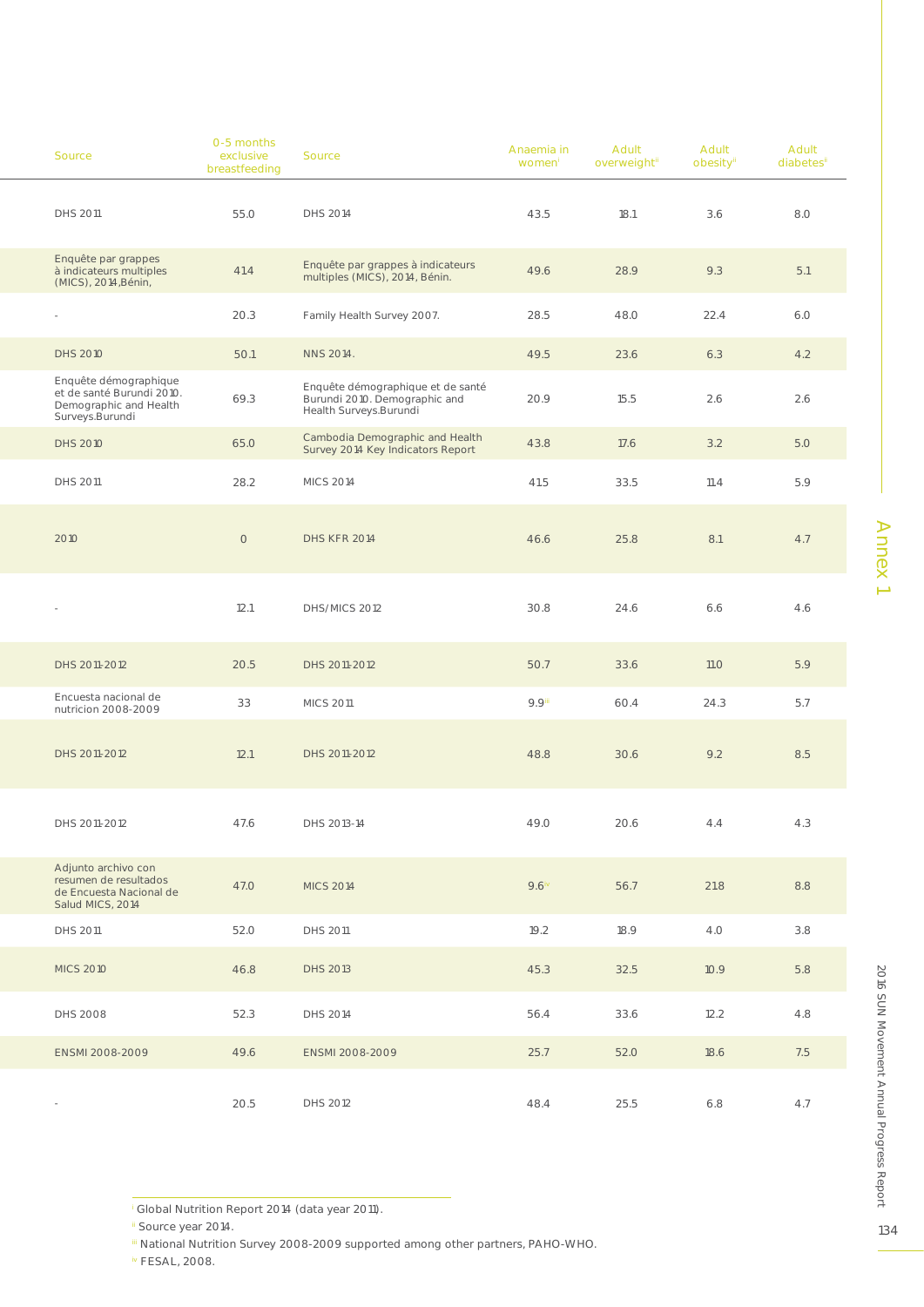| Source | 0-5 months exclusive breastfeeding | Source | Anaemia in women[i] | Adult overweight[ii] | Adult obesity[ii] | Adult diabetes[ii] |
|---|---|---|---|---|---|---|
| DHS 2011 | 55.0 | DHS 2014 | 43.5 | 18.1 | 3.6 | 8.0 |
| Enquête par grappes à indicateurs multiples (MICS), 2014,Bénin, | 41.4 | Enquête par grappes à indicateurs multiples (MICS), 2014, Bénin. | 49.6 | 28.9 | 9.3 | 5.1 |
| - | 20.3 | Family Health Survey 2007. | 28.5 | 48.0 | 22.4 | 6.0 |
| DHS 2010 | 50.1 | NNS 2014. | 49.5 | 23.6 | 6.3 | 4.2 |
| Enquête démographique et de santé Burundi 2010. Demographic and Health Surveys.Burundi | 69.3 | Enquête démographique et de santé Burundi 2010. Demographic and Health Surveys.Burundi | 20.9 | 15.5 | 2.6 | 2.6 |
| DHS 2010 | 65.0 | Cambodia Demographic and Health Survey 2014 Key Indicators Report | 43.8 | 17.6 | 3.2 | 5.0 |
| DHS 2011 | 28.2 | MICS 2014 | 41.5 | 33.5 | 11.4 | 5.9 |
| 2010 | 0 | DHS KFR 2014 | 46.6 | 25.8 | 8.1 | 4.7 |
| - | 12.1 | DHS/MICS 2012 | 30.8 | 24.6 | 6.6 | 4.6 |
| DHS 2011-2012 | 20.5 | DHS 2011-2012 | 50.7 | 33.6 | 11.0 | 5.9 |
| Encuesta nacional de nutricion 2008-2009 | 33 | MICS 2011 | 9.9[iii] | 60.4 | 24.3 | 5.7 |
| DHS 2011-2012 | 12.1 | DHS 2011-2012 | 48.8 | 30.6 | 9.2 | 8.5 |
| DHS 2011-2012 | 47.6 | DHS 2013-14 | 49.0 | 20.6 | 4.4 | 4.3 |
| Adjunto archivo con resumen de resultados de Encuesta Nacional de Salud MICS, 2014 | 47.0 | MICS 2014 | 9.6[iv] | 56.7 | 21.8 | 8.8 |
| DHS 2011 | 52.0 | DHS 2011 | 19.2 | 18.9 | 4.0 | 3.8 |
| MICS 2010 | 46.8 | DHS 2013 | 45.3 | 32.5 | 10.9 | 5.8 |
| DHS 2008 | 52.3 | DHS 2014 | 56.4 | 33.6 | 12.2 | 4.8 |
| ENSMI 2008-2009 | 49.6 | ENSMI 2008-2009 | 25.7 | 52.0 | 18.6 | 7.5 |
| - | 20.5 | DHS 2012 | 48.4 | 25.5 | 6.8 | 4.7 |

[i] Global Nutrition Report 2014 (data year 2011).

[ii] Source year 2014.

[iii] National Nutrition Survey 2008-2009 supported among other partners, PAHO-WHO.

[iv] FESAL, 2008.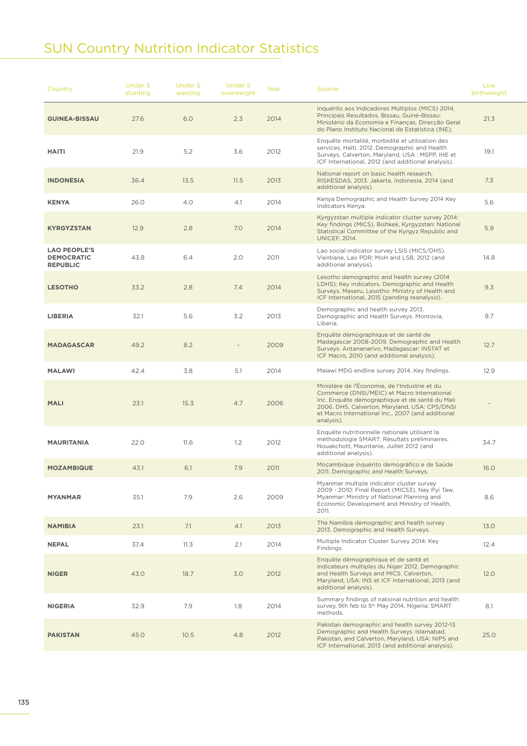# SUN Country Nutrition Indicator Statistics

| Country | Under 5 stunting | Under 5 wasting | Under 5 overweight | Year | Source | Low birthweight |
|---|---|---|---|---|---|---|
| **GUINEA-BISSAU** | 27.6 | 6.0 | 2.3 | 2014 | Inquérito aos Indicadores Múltiplos (MICS) 2014, Principais Resultados. Bissau, Guiné-Bissau: Ministério da Economia e Finanças, Direcção Geral do Plano Instituto Nacional de Estatística (INE). | 21.3 |
| **HAITI** | 21.9 | 5.2 | 3.6 | 2012 | Enquête mortalité, morbidité et utilisation des services, Haïti, 2012. Demographic and Health Surveys. Calverton, Maryland, USA : MSPP, IHE et ICF International, 2012 (and additional analysis). | 19.1 |
| **INDONESIA** | 36.4 | 13.5 | 11.5 | 2013 | National report on basic health research, RISKESDAS, 2013. Jakarta, Indonesia, 2014 (and additional analysis). | 7.3 |
| **KENYA** | 26.0 | 4.0 | 4.1 | 2014 | Kenya Demographic and Health Survey 2014 Key Indicators Kenya. | 5.6 |
| **KYRGYZSTAN** | 12.9 | 2.8 | 7.0 | 2014 | Kyrgyzstan multiple indicator cluster survey 2014: Key findings (MICS). Bishkek, Kyrgyzstan: National Statistical Committee of the Kyrgyz Republic and UNICEF, 2014. | 5.9 |
| **LAO PEOPLE'S DEMOCRATIC REPUBLIC** | 43.8 | 6.4 | 2.0 | 2011 | Lao social indicator survey LSIS (MICS/DHS). Vientiane, Lao PDR: MoH and LSB, 2012 (and additional analysis). | 14.8 |
| **LESOTHO** | 33.2 | 2.8 | 7.4 | 2014 | Lesotho demographic and health survey (2014 LDHS): Key indicators. Demographic and Health Surveys. Maseru, Lesotho: Ministry of Health and ICF International, 2015 (pending reanalysis). | 9.3 |
| **LIBERIA** | 32.1 | 5.6 | 3.2 | 2013 | Demographic and health survey 2013. Demographic and Health Surveys. Monrovia, Liberia. | 9.7 |
| **MADAGASCAR** | 49.2 | 8.2 | - | 2009 | Enquête démographique et de santé de Madagascar 2008-2009. Demographic and Health Surveys. Antananarivo, Madagascar: INSTAT et ICF Macro, 2010 (and additional analysis). | 12.7 |
| **MALAWI** | 42.4 | 3.8 | 5.1 | 2014 | Malawi MDG endline survey 2014. Key findings. | 12.9 |
| **MALI** | 23.1 | 15.3 | 4.7 | 2006 | Ministère de l'Économie, de l'Industrie et du Commerce (DNSI/MEIC) et Macro International Inc. Enquête démographique et de santé du Mali 2006. DHS. Calverton, Maryland, USA: CPS/DNSI et Macro International Inc., 2007 (and additional analysis). | - |
| **MAURITANIA** | 22.0 | 11.6 | 1.2 | 2012 | Enquête nutritionnelle nationale utilisant la méthodologie SMART: Résultats préliminaires. Nouakchott, Mauritanie, Juillet 2012 (and additional analysis). | 34.7 |
| **MOZAMBIQUE** | 43.1 | 6.1 | 7.9 | 2011 | Moçambique inquérito demográfico e de Saúde 2011. Demographic and Health Surveys. | 16.0 |
| **MYANMAR** | 35.1 | 7.9 | 2.6 | 2009 | Myanmar multiple indicator cluster survey 2009 - 2010: Final Report (MICS3). Nay Pyi Taw, Myanmar: Ministry of National Planning and Economic Development and Ministry of Health, 2011. | 8.6 |
| **NAMIBIA** | 23.1 | 7.1 | 4.1 | 2013 | The Namibia demographic and health survey 2013. Demographic and Health Surveys. | 13.0 |
| **NEPAL** | 37.4 | 11.3 | 2.1 | 2014 | Multiple Indicator Cluster Survey 2014: Key Findings. | 12.4 |
| **NIGER** | 43.0 | 18.7 | 3.0 | 2012 | Enquête démographique et de santé et indicateurs multiples du Niger 2012. Demographic and Health Surveys and MICS. Calverton, Maryland, USA: INS et ICF International, 2013 (and additional analysis). | 12.0 |
| **NIGERIA** | 32.9 | 7.9 | 1.8 | 2014 | Summary findings of national nutrition and health survey, 9th feb to 5th May 2014, Nigeria: SMART methods. | 8.1 |
| **PAKISTAN** | 45.0 | 10.5 | 4.8 | 2012 | Pakistan demographic and health survey 2012-13. Demographic and Health Surveys. Islamabad, Pakistan, and Calverton, Maryland, USA: NIPS and ICF International, 2013 (and additional analysis). | 25.0 |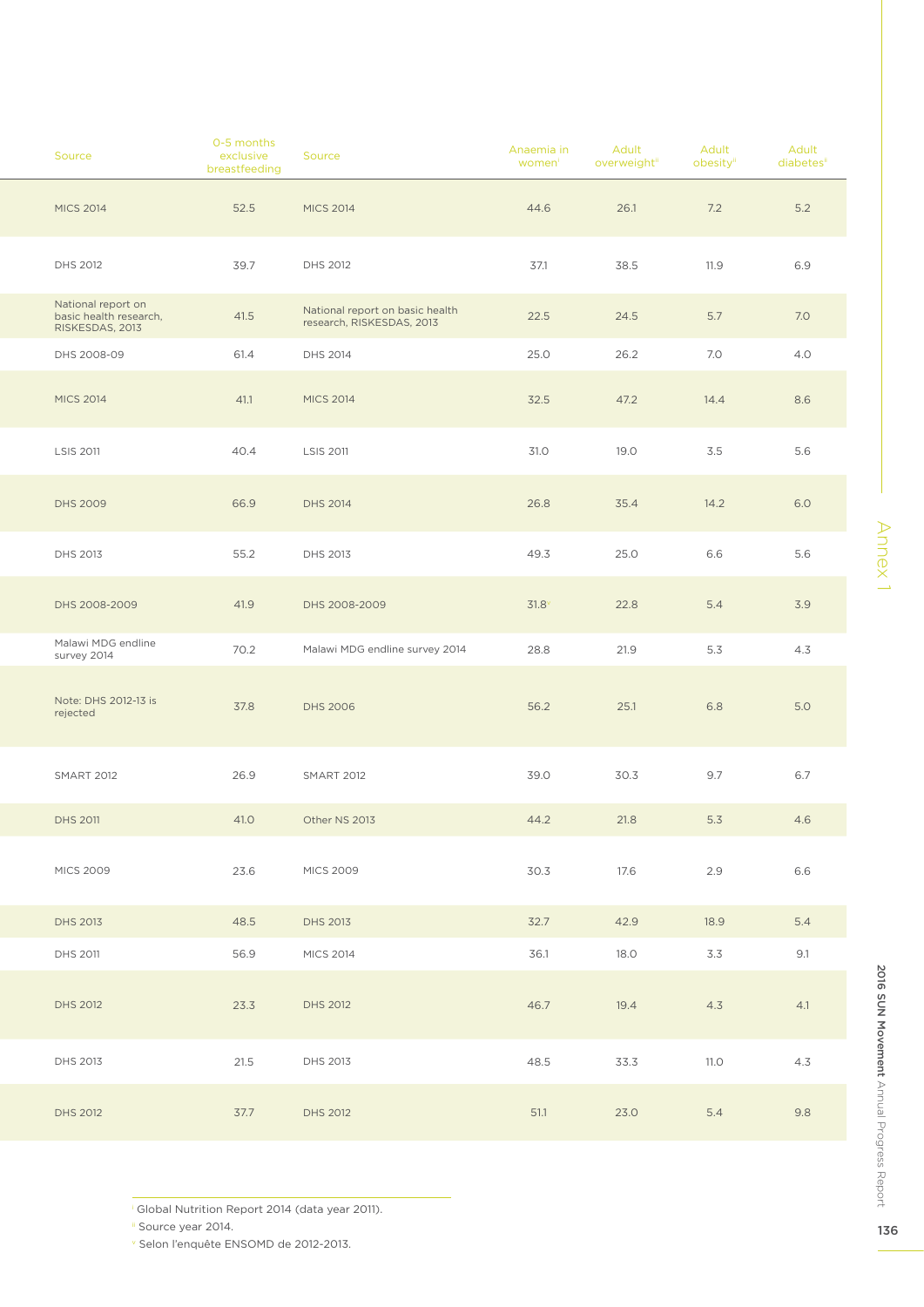| Source | 0-5 months exclusive breastfeeding | Source | Anaemia in women[i] | Adult overweight[ii] | Adult obesity[ii] | Adult diabetes[ii] |
|---|---|---|---|---|---|---|
| MICS 2014 | 52.5 | MICS 2014 | 44.6 | 26.1 | 7.2 | 5.2 |
| DHS 2012 | 39.7 | DHS 2012 | 37.1 | 38.5 | 11.9 | 6.9 |
| National report on basic health research, RISKESDAS, 2013 | 41.5 | National report on basic health research, RISKESDAS, 2013 | 22.5 | 24.5 | 5.7 | 7.0 |
| DHS 2008-09 | 61.4 | DHS 2014 | 25.0 | 26.2 | 7.0 | 4.0 |
| MICS 2014 | 41.1 | MICS 2014 | 32.5 | 47.2 | 14.4 | 8.6 |
| LSIS 2011 | 40.4 | LSIS 2011 | 31.0 | 19.0 | 3.5 | 5.6 |
| DHS 2009 | 66.9 | DHS 2014 | 26.8 | 35.4 | 14.2 | 6.0 |
| DHS 2013 | 55.2 | DHS 2013 | 49.3 | 25.0 | 6.6 | 5.6 |
| DHS 2008-2009 | 41.9 | DHS 2008-2009 | 31.8[v] | 22.8 | 5.4 | 3.9 |
| Malawi MDG endline survey 2014 | 70.2 | Malawi MDG endline survey 2014 | 28.8 | 21.9 | 5.3 | 4.3 |
| Note: DHS 2012-13 is rejected | 37.8 | DHS 2006 | 56.2 | 25.1 | 6.8 | 5.0 |
| SMART 2012 | 26.9 | SMART 2012 | 39.0 | 30.3 | 9.7 | 6.7 |
| DHS 2011 | 41.0 | Other NS 2013 | 44.2 | 21.8 | 5.3 | 4.6 |
| MICS 2009 | 23.6 | MICS 2009 | 30.3 | 17.6 | 2.9 | 6.6 |
| DHS 2013 | 48.5 | DHS 2013 | 32.7 | 42.9 | 18.9 | 5.4 |
| DHS 2011 | 56.9 | MICS 2014 | 36.1 | 18.0 | 3.3 | 9.1 |
| DHS 2012 | 23.3 | DHS 2012 | 46.7 | 19.4 | 4.3 | 4.1 |
| DHS 2013 | 21.5 | DHS 2013 | 48.5 | 33.3 | 11.0 | 4.3 |
| DHS 2012 | 37.7 | DHS 2012 | 51.1 | 23.0 | 5.4 | 9.8 |

[i] Global Nutrition Report 2014 (data year 2011).
[ii] Source year 2014.
[v] Selon l'enquête ENSOMD de 2012-2013.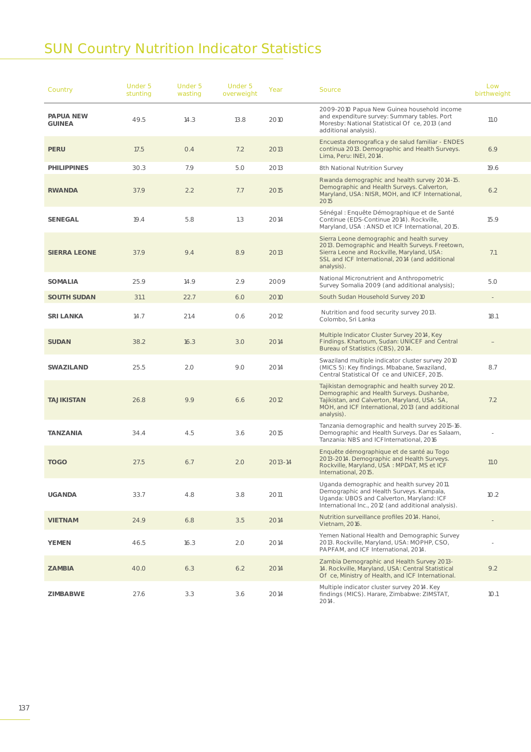# SUN Country Nutrition Indicator Statistics

| Country | Under 5 stunting | Under 5 wasting | Under 5 overweight | Year | Source | Low birthweight |
|---|---|---|---|---|---|---|
| **PAPUA NEW GUINEA** | 49.5 | 14.3 | 13.8 | 2010 | 2009-2010 Papua New Guinea household income and expenditure survey: Summary tables. Port Moresby: National Statistical Of ce, 2013 (and additional analysis). | 11.0 |
| **PERU** | 17.5 | 0.4 | 7.2 | 2013 | Encuesta demografica y de salud familiar - ENDES continua 2013. Demographic and Health Surveys. Lima, Peru: INEI, 2014. | 6.9 |
| **PHILIPPINES** | 30.3 | 7.9 | 5.0 | 2013 | 8th National Nutrition Survey | 19.6 |
| **RWANDA** | 37.9 | 2.2 | 7.7 | 2015 | Rwanda demographic and health survey 2014-15. Demographic and Health Surveys. Calverton, Maryland, USA: NISR, MOH, and ICF International, 2015 | 6.2 |
| **SENEGAL** | 19.4 | 5.8 | 1.3 | 2014 | Sénégal : Enquête Démographique et de Santé Continue (EDS-Continue 2014). Rockville, Maryland, USA : ANSD et ICF International, 2015. | 15.9 |
| **SIERRA LEONE** | 37.9 | 9.4 | 8.9 | 2013 | Sierra Leone demographic and health survey 2013. Demographic and Health Surveys. Freetown, Sierra Leone and Rockville, Maryland, USA: SSL and ICF International, 2014 (and additional analysis). | 7.1 |
| **SOMALIA** | 25.9 | 14.9 | 2.9 | 2009 | National Micronutrient and Anthropometric Survey Somalia 2009 (and additional analysis); | 5.0 |
| **SOUTH SUDAN** | 31.1 | 22.7 | 6.0 | 2010 | South Sudan Household Survey 2010 | - |
| **SRI LANKA** | 14.7 | 21.4 | 0.6 | 2012 | Nutrition and food security survey 2013. Colombo, Sri Lanka | 18.1 |
| **SUDAN** | 38.2 | 16.3 | 3.0 | 2014 | Multiple Indicator Cluster Survey 2014, Key Findings. Khartoum, Sudan: UNICEF and Central Bureau of Statistics (CBS), 2014. | – |
| **SWAZILAND** | 25.5 | 2.0 | 9.0 | 2014 | Swaziland multiple indicator cluster survey 2010 (MICS 5): Key findings. Mbabane, Swaziland, Central Statistical Of ce and UNICEF, 2015. | 8.7 |
| **TAJIKISTAN** | 26.8 | 9.9 | 6.6 | 2012 | Tajikistan demographic and health survey 2012. Demographic and Health Surveys. Dushanbe, Tajikistan, and Calverton, Maryland, USA: SA, MOH, and ICF International, 2013 (and additional analysis). | 7.2 |
| **TANZANIA** | 34.4 | 4.5 | 3.6 | 2015 | Tanzania demographic and health survey 2015-16. Demographic and Health Surveys. Dar es Salaam, Tanzania: NBS and ICFInternational, 2016 | - |
| **TOGO** | 27.5 | 6.7 | 2.0 | 2013-14 | Enquête démographique et de santé au Togo 2013-2014. Demographic and Health Surveys. Rockville, Maryland, USA : MPDAT, MS et ICF International, 2015. | 11.0 |
| **UGANDA** | 33.7 | 4.8 | 3.8 | 2011 | Uganda demographic and health survey 2011. Demographic and Health Surveys. Kampala, Uganda: UBOS and Calverton, Maryland: ICF International Inc., 2012 (and additional analysis). | 10.2 |
| **VIETNAM** | 24.9 | 6.8 | 3.5 | 2014 | Nutrition surveillance profiles 2014. Hanoi, Vietnam, 2016. | - |
| **YEMEN** | 46.5 | 16.3 | 2.0 | 2014 | Yemen National Health and Demographic Survey 2013. Rockville, Maryland, USA: MOPHP, CSO, PAPFAM, and ICF International, 2014. | - |
| **ZAMBIA** | 40.0 | 6.3 | 6.2 | 2014 | Zambia Demographic and Health Survey 2013-14. Rockville, Maryland, USA: Central Statistical Of ce, Ministry of Health, and ICF International. | 9.2 |
| **ZIMBABWE** | 27.6 | 3.3 | 3.6 | 2014 | Multiple indicator cluster survey 2014. Key findings (MICS). Harare, Zimbabwe: ZIMSTAT, 2014. | 10.1 |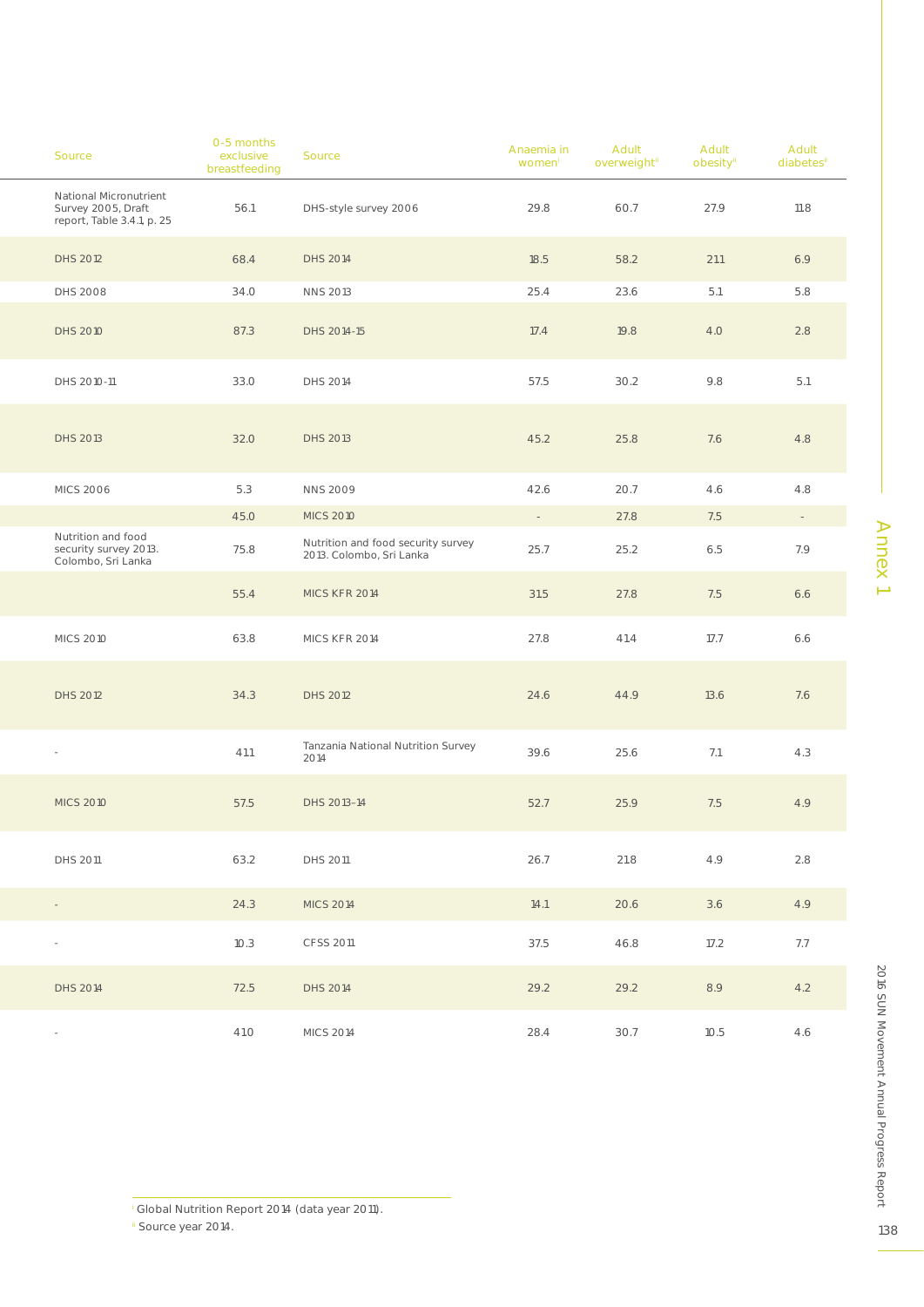| Source | 0-5 months exclusive breastfeeding | Source | Anaemia in women[i] | Adult overweight[ii] | Adult obesity[ii] | Adult diabetes[ii] |
|---|---|---|---|---|---|---|
| National Micronutrient Survey 2005, Draft report, Table 3.4.1, p. 25 | 56.1 | DHS-style survey 2006 | 29.8 | 60.7 | 27.9 | 11.8 |
| DHS 2012 | 68.4 | DHS 2014 | 18.5 | 58.2 | 21.1 | 6.9 |
| DHS 2008 | 34.0 | NNS 2013 | 25.4 | 23.6 | 5.1 | 5.8 |
| DHS 2010 | 87.3 | DHS 2014-15 | 17.4 | 19.8 | 4.0 | 2.8 |
| DHS 2010-11 | 33.0 | DHS 2014 | 57.5 | 30.2 | 9.8 | 5.1 |
| DHS 2013 | 32.0 | DHS 2013 | 45.2 | 25.8 | 7.6 | 4.8 |
| MICS 2006 | 5.3 | NNS 2009 | 42.6 | 20.7 | 4.6 | 4.8 |
| | 45.0 | MICS 2010 | - | 27.8 | 7.5 | - |
| Nutrition and food security survey 2013. Colombo, Sri Lanka | 75.8 | Nutrition and food security survey 2013. Colombo, Sri Lanka | 25.7 | 25.2 | 6.5 | 7.9 |
| | 55.4 | MICS KFR 2014 | 31.5 | 27.8 | 7.5 | 6.6 |
| MICS 2010 | 63.8 | MICS KFR 2014 | 27.8 | 41.4 | 17.7 | 6.6 |
| DHS 2012 | 34.3 | DHS 2012 | 24.6 | 44.9 | 13.6 | 7.6 |
| - | 41.1 | Tanzania National Nutrition Survey 2014 | 39.6 | 25.6 | 7.1 | 4.3 |
| MICS 2010 | 57.5 | DHS 2013–14 | 52.7 | 25.9 | 7.5 | 4.9 |
| DHS 2011 | 63.2 | DHS 2011 | 26.7 | 21.8 | 4.9 | 2.8 |
| - | 24.3 | MICS 2014 | 14.1 | 20.6 | 3.6 | 4.9 |
| - | 10.3 | CFSS 2011 | 37.5 | 46.8 | 17.2 | 7.7 |
| DHS 2014 | 72.5 | DHS 2014 | 29.2 | 29.2 | 8.9 | 4.2 |
| - | 41.0 | MICS 2014 | 28.4 | 30.7 | 10.5 | 4.6 |

[i] Global Nutrition Report 2014 (data year 2011).

[ii] Source year 2014.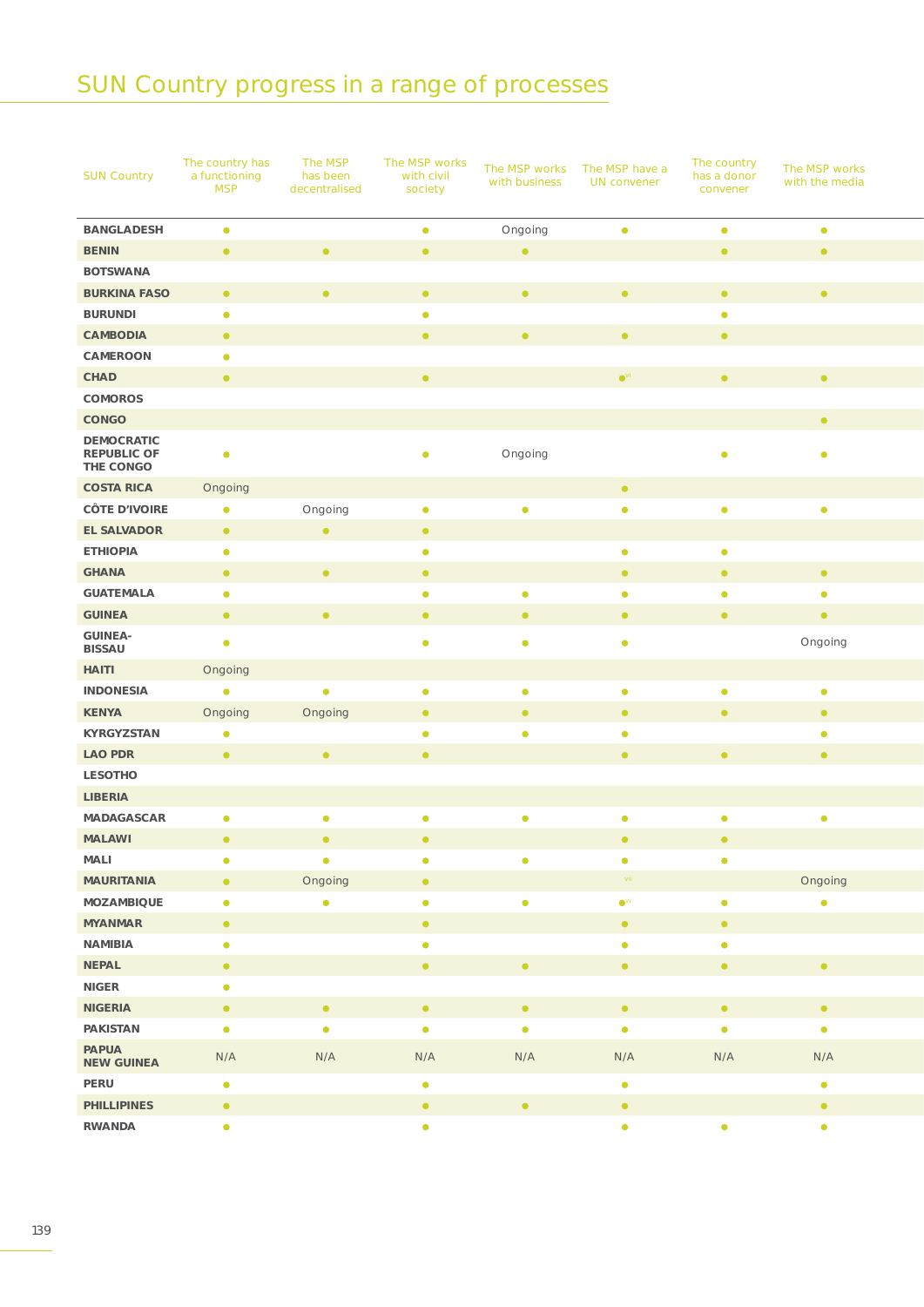# SUN Country progress in a range of processes

| SUN Country | The country has a functioning MSP | The MSP has been decentralised | The MSP works with civil society | The MSP works with business | The MSP have a UN convener | The country has a donor convener | The MSP works with the media |
|---|---|---|---|---|---|---|---|
| **BANGLADESH** | ● | | ● | Ongoing | ● | ● | ● |
| **BENIN** | ● | ● | ● | ● | | ● | ● |
| **BOTSWANA** | | | | | | | |
| **BURKINA FASO** | ● | ● | ● | ● | ● | ● | ● |
| **BURUNDI** | ● | | ● | | | ● | |
| **CAMBODIA** | ● | | ● | ● | ● | ● | |
| **CAMEROON** | ● | | | | | | |
| **CHAD** | ● | | ● | | ●[vii] | ● | ● |
| **COMOROS** | | | | | | | |
| **CONGO** | | | | | | | ● |
| **DEMOCRATIC REPUBLIC OF THE CONGO** | ● | | ● | Ongoing | | ● | ● |
| **COSTA RICA** | Ongoing | | | | ● | | |
| **CÔTE D'IVOIRE** | ● | Ongoing | ● | ● | ● | ● | ● |
| **EL SALVADOR** | ● | ● | ● | | | | |
| **ETHIOPIA** | ● | | ● | | ● | ● | |
| **GHANA** | ● | ● | ● | | ● | ● | ● |
| **GUATEMALA** | ● | | ● | ● | ● | ● | ● |
| **GUINEA** | ● | ● | ● | ● | ● | ● | ● |
| **GUINEA-BISSAU** | ● | | ● | ● | ● | | Ongoing |
| **HAITI** | Ongoing | | | | | | |
| **INDONESIA** | ● | ● | ● | ● | ● | ● | ● |
| **KENYA** | Ongoing | Ongoing | ● | ● | ● | ● | ● |
| **KYRGYZSTAN** | ● | | ● | ● | ● | | ● |
| **LAO PDR** | ● | ● | ● | | ● | ● | ● |
| **LESOTHO** | | | | | | | |
| **LIBERIA** | | | | | | | |
| **MADAGASCAR** | ● | ● | ● | ● | ● | ● | ● |
| **MALAWI** | ● | ● | ● | | ● | ● | |
| **MALI** | ● | ● | ● | ● | ● | ● | |
| **MAURITANIA** | ● | Ongoing | ● | | [vii] | | Ongoing |
| **MOZAMBIQUE** | ● | ● | ● | ● | ●[vi] | ● | ● |
| **MYANMAR** | ● | | ● | | ● | ● | |
| **NAMIBIA** | ● | | ● | | ● | ● | |
| **NEPAL** | ● | | ● | ● | ● | ● | ● |
| **NIGER** | ● | | | | | | |
| **NIGERIA** | ● | ● | ● | ● | ● | ● | ● |
| **PAKISTAN** | ● | ● | ● | ● | ● | ● | ● |
| **PAPUA NEW GUINEA** | N/A | N/A | N/A | N/A | N/A | N/A | N/A |
| **PERU** | ● | | ● | | ● | | ● |
| **PHILLIPINES** | ● | | ● | ● | ● | | ● |
| **RWANDA** | ● | | ● | | ● | ● | ● |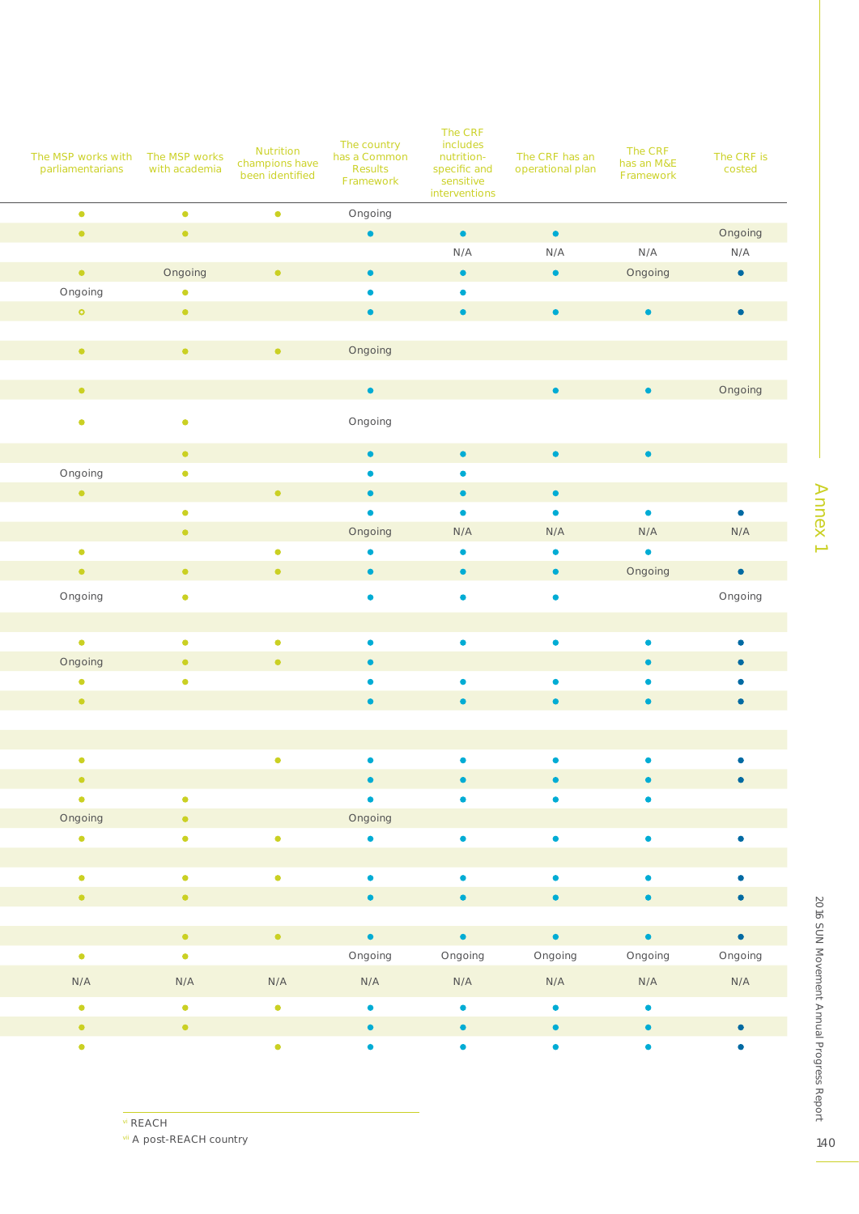| The MSP works with parliamentarians | The MSP works with academia | Nutrition champions have been identified | The country has a Common Results Framework | The CRF includes nutrition-specific and sensitive interventions | The CRF has an operational plan | The CRF has an M&E Framework | The CRF is costed |
|---|---|---|---|---|---|---|---|
| ● | ● | ● | Ongoing | | | | |
| ● | ● | | ● | ● | ● | | Ongoing |
| | | | | N/A | N/A | N/A | N/A |
| ● | Ongoing | ● | ● | ● | ● | Ongoing | ● |
| Ongoing | ● | | ● | ● | | | |
| ○ | ● | | ● | ● | ● | ● | ● |
| | | | | | | | |
| ● | ● | ● | Ongoing | | | | |
| | | | | | | | |
| ● | | | ● | | ● | ● | Ongoing |
| ● | ● | | Ongoing | | | | |
| | ● | | ● | ● | ● | ● | |
| Ongoing | ● | | ● | ● | | | |
| ● | | ● | ● | ● | ● | | |
| | ● | | ● | ● | ● | ● | ● |
| | ● | | Ongoing | N/A | N/A | N/A | N/A |
| ● | | ● | ● | ● | ● | ● | |
| ● | ● | ● | ● | ● | ● | Ongoing | ● |
| Ongoing | ● | | ● | ● | ● | | Ongoing |
| | | | | | | | |
| ● | ● | ● | ● | ● | ● | ● | ● |
| Ongoing | ● | ● | ● | | | ● | ● |
| ● | ● | | ● | ● | ● | ● | ● |
| ● | | | ● | ● | ● | ● | ● |
| | | | | | | | |
| | | | | | | | |
| ● | | ● | ● | ● | ● | ● | ● |
| ● | | | ● | ● | ● | ● | ● |
| ● | ● | | ● | ● | ● | ● | |
| Ongoing | ● | | Ongoing | | | | |
| ● | ● | ● | ● | ● | ● | ● | ● |
| | | | | | | | |
| ● | ● | ● | ● | ● | ● | ● | ● |
| ● | ● | | ● | ● | ● | ● | ● |
| | | | | | | | |
| | ● | ● | ● | ● | ● | ● | ● |
| ● | ● | | Ongoing | Ongoing | Ongoing | Ongoing | Ongoing |
| N/A | N/A | N/A | N/A | N/A | N/A | N/A | N/A |
| ● | ● | ● | ● | ● | ● | ● | |
| ● | ● | | ● | ● | ● | ● | ● |
| ● | | ● | ● | ● | ● | ● | ● |

[vi] REACH
[vii] A post-REACH country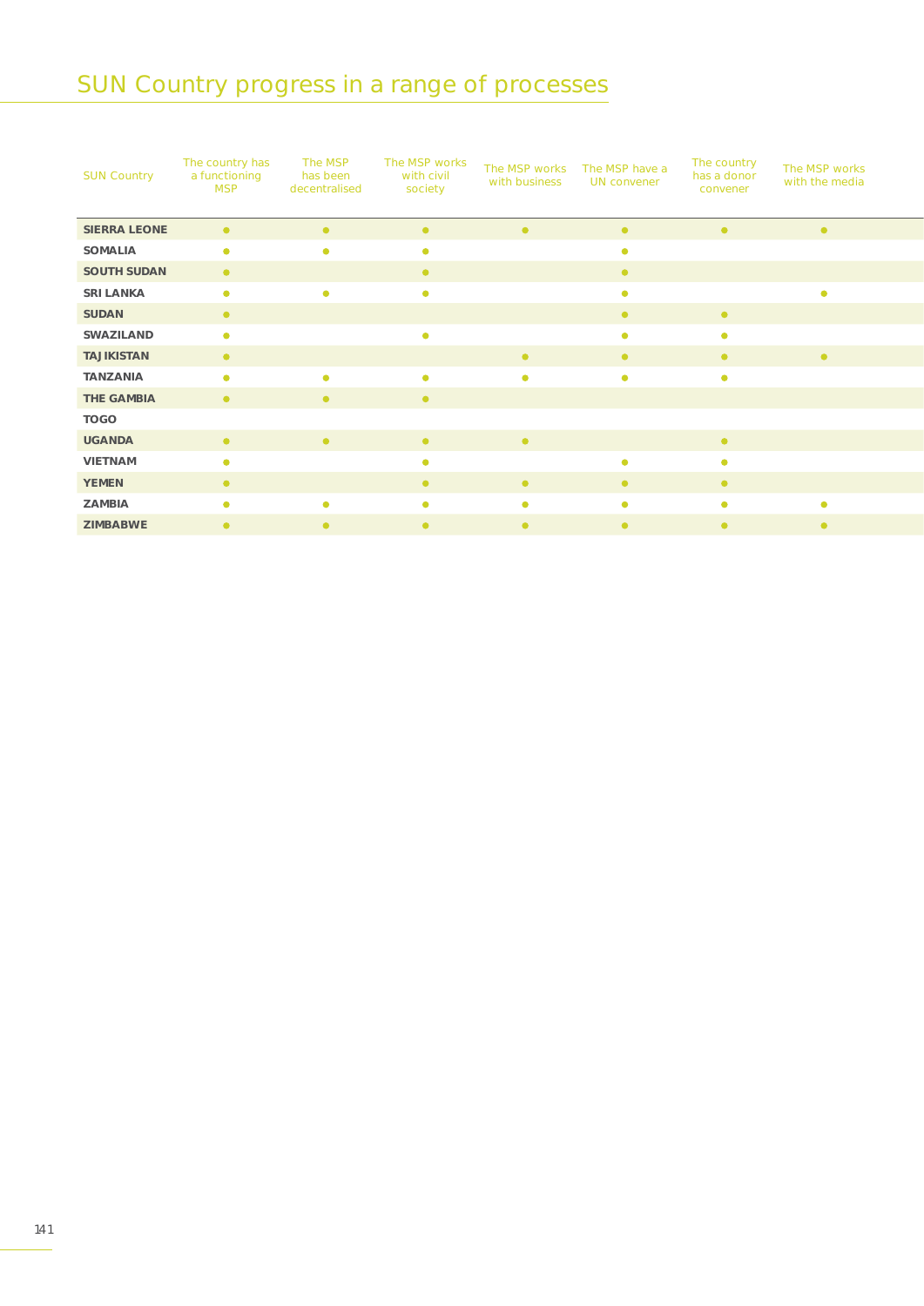# SUN Country progress in a range of processes

| SUN Country | The country has a functioning MSP | The MSP has been decentralised | The MSP works with civil society | The MSP works with business | The MSP have a UN convener | The country has a donor convener | The MSP works with the media |
|---|---|---|---|---|---|---|---|
| **SIERRA LEONE** | ● | ● | ● | ● | ● | ● | ● |
| **SOMALIA** | ● | ● | ● | | ● | | |
| **SOUTH SUDAN** | ● | | ● | | ● | | |
| **SRI LANKA** | ● | ● | ● | | ● | | ● |
| **SUDAN** | ● | | | | ● | ● | |
| **SWAZILAND** | ● | | ● | | ● | ● | |
| **TAJIKISTAN** | ● | | | ● | ● | ● | ● |
| **TANZANIA** | ● | ● | ● | ● | ● | ● | |
| **THE GAMBIA** | ● | ● | ● | | | | |
| **TOGO** | | | | | | | |
| **UGANDA** | ● | ● | ● | ● | | ● | |
| **VIETNAM** | ● | | ● | | ● | ● | |
| **YEMEN** | ● | | ● | ● | ● | ● | |
| **ZAMBIA** | ● | ● | ● | ● | ● | ● | ● |
| **ZIMBABWE** | ● | ● | ● | ● | ● | ● | ● |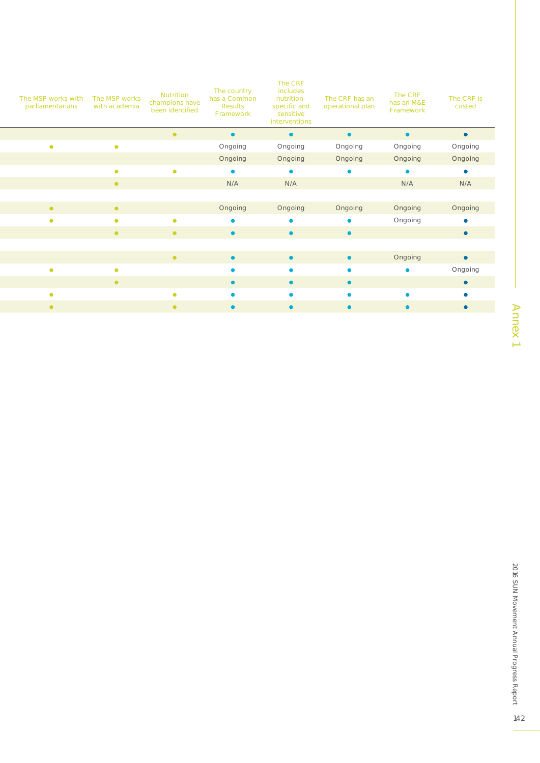| The MSP works with parliamentarians | The MSP works with academia | Nutrition champions have been identified | The country has a Common Results Framework | The CRF includes nutrition-specific and sensitive interventions | The CRF has an operational plan | The CRF has an M&E Framework | The CRF is costed |
|---|---|---|---|---|---|---|---|
| | | ● | ● | ● | ● | ● | ● |
| ● | ● | | Ongoing | Ongoing | Ongoing | Ongoing | Ongoing |
| | | | Ongoing | Ongoing | Ongoing | Ongoing | Ongoing |
| | ● | ● | ● | ● | ● | ● | ● |
| | ● | | N/A | N/A | | N/A | N/A |
| | | | | | | | |
| ● | ● | | Ongoing | Ongoing | Ongoing | Ongoing | Ongoing |
| ● | ● | ● | ● | ● | ● | Ongoing | ● |
| | ● | ● | ● | ● | ● | | ● |
| | | | | | | | |
| | | ● | ● | ● | ● | Ongoing | ● |
| ● | ● | | ● | ● | ● | ● | Ongoing |
| | ● | | ● | ● | ● | | ● |
| ● | | ● | ● | ● | ● | ● | ● |
| ● | | ● | ● | ● | ● | ● | ● |

Annex 1